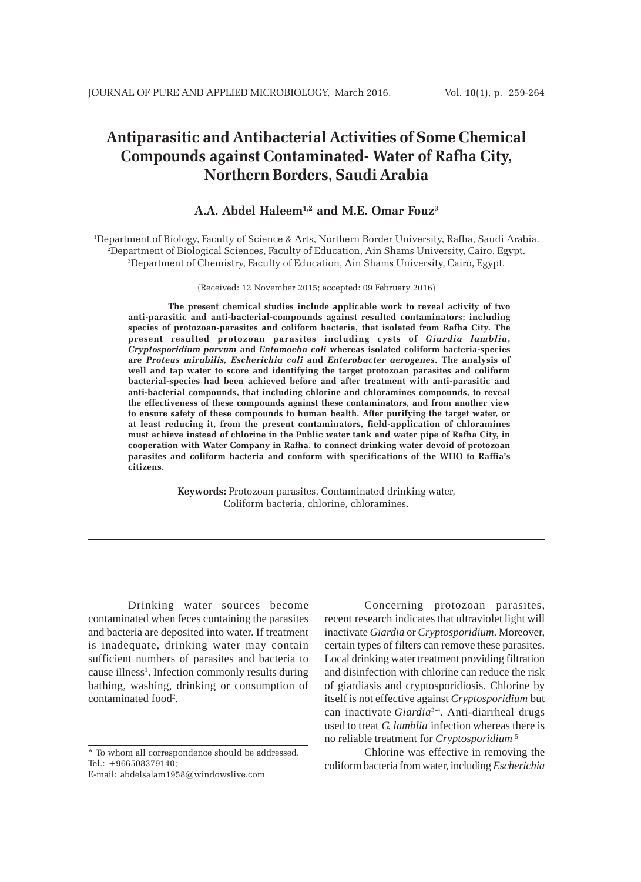# Antiparasitic and Antibacterial Activities of Some Chemical Compounds against Contaminated- Water of Rafha City, Northern Borders, Saudi Arabia

**A.A. Abdel Haleem[1,2] and M.E. Omar Fouz[3]**

[1]Department of Biology, Faculty of Science & Arts, Northern Border University, Rafha, Saudi Arabia.
[2]Department of Biological Sciences, Faculty of Education, Ain Shams University, Cairo, Egypt.
[3]Department of Chemistry, Faculty of Education, Ain Shams University, Cairo, Egypt.

(Received: 12 November 2015; accepted: 09 February 2016)

**The present chemical studies include applicable work to reveal activity of two anti-parasitic and anti-bacterial-compounds against resulted contaminators; including species of protozoan-parasites and coliform bacteria, that isolated from Rafha City. The present resulted protozoan parasites including cysts of *Giardia lamblia*, *Cryptosporidium parvum* and *Entamoeba coli* whereas isolated coliform bacteria-species are *Proteus mirabilis, Escherichia coli* and *Enterobacter aerogenes*. The analysis of well and tap water to score and identifying the target protozoan parasites and coliform bacterial-species had been achieved before and after treatment with anti-parasitic and anti-bacterial compounds, that including chlorine and chloramines compounds, to reveal the effectiveness of these compounds against these contaminators, and from another view to ensure safety of these compounds to human health. After purifying the target water, or at least reducing it, from the present contaminators, field-application of chloramines must achieve instead of chlorine in the Public water tank and water pipe of Rafha City, in cooperation with Water Company in Rafha, to connect drinking water devoid of protozoan parasites and coliform bacteria and conform with specifications of the WHO to Raffia's citizens.**

**Keywords:** Protozoan parasites, Contaminated drinking water, Coliform bacteria, chlorine, chloramines.

---

Drinking water sources become contaminated when feces containing the parasites and bacteria are deposited into water. If treatment is inadequate, drinking water may contain sufficient numbers of parasites and bacteria to cause illness[1]. Infection commonly results during bathing, washing, drinking or consumption of contaminated food[2].

Concerning protozoan parasites, recent research indicates that ultraviolet light will inactivate *Giardia* or *Cryptosporidium*. Moreover, certain types of filters can remove these parasites. Local drinking water treatment providing filtration and disinfection with chlorine can reduce the risk of giardiasis and cryptosporidiosis. Chlorine by itself is not effective against *Cryptosporidium* but can inactivate *Giardia*[3-4]. Anti-diarrheal drugs used to treat *G. lamblia* infection whereas there is no reliable treatment for *Cryptosporidium*[5]

Chlorine was effective in removing the coliform bacteria from water, including *Escherichia*

---

* To whom all correspondence should be addressed.
Tel.: +966508379140;
E-mail: abdelsalam1958@windowslive.com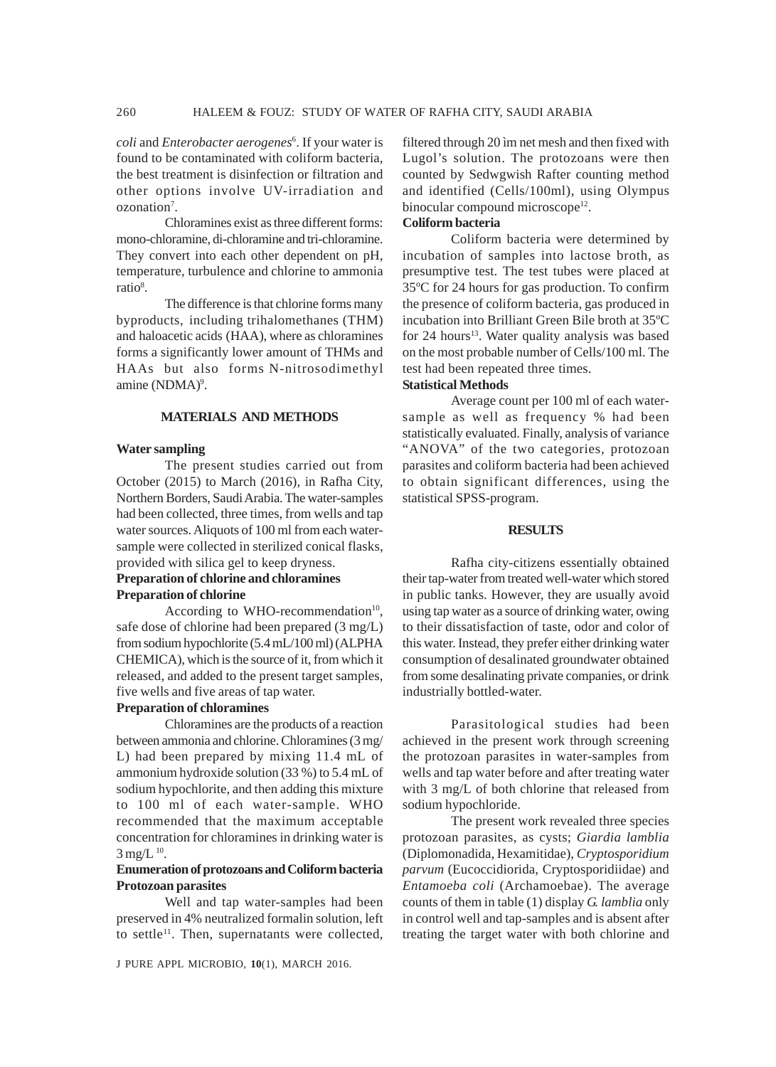*coli* and *Enterobacter aerogenes*[6]. If your water is found to be contaminated with coliform bacteria, the best treatment is disinfection or filtration and other options involve UV-irradiation and ozonation[7].

Chloramines exist as three different forms: mono-chloramine, di-chloramine and tri-chloramine. They convert into each other dependent on pH, temperature, turbulence and chlorine to ammonia ratio[8].

The difference is that chlorine forms many byproducts, including trihalomethanes (THM) and haloacetic acids (HAA), where as chloramines forms a significantly lower amount of THMs and HAAs but also forms N-nitrosodimethyl amine (NDMA)[9].

## MATERIALS AND METHODS

### Water sampling

The present studies carried out from October (2015) to March (2016), in Rafha City, Northern Borders, Saudi Arabia. The water-samples had been collected, three times, from wells and tap water sources. Aliquots of 100 ml from each water-sample were collected in sterilized conical flasks, provided with silica gel to keep dryness.

### Preparation of chlorine and chloramines

#### Preparation of chlorine

According to WHO-recommendation[10], safe dose of chlorine had been prepared (3 mg/L) from sodium hypochlorite (5.4 mL/100 ml) (ALPHA CHEMICA), which is the source of it, from which it released, and added to the present target samples, five wells and five areas of tap water.

#### Preparation of chloramines

Chloramines are the products of a reaction between ammonia and chlorine. Chloramines (3 mg/L) had been prepared by mixing 11.4 mL of ammonium hydroxide solution (33 %) to 5.4 mL of sodium hypochlorite, and then adding this mixture to 100 ml of each water-sample. WHO recommended that the maximum acceptable concentration for chloramines in drinking water is 3 mg/L [10].

### Enumeration of protozoans and Coliform bacteria

#### Protozoan parasites

Well and tap water-samples had been preserved in 4% neutralized formalin solution, left to settle[11]. Then, supernatants were collected, filtered through 20 ìm net mesh and then fixed with Lugol's solution. The protozoans were then counted by Sedwgwish Rafter counting method and identified (Cells/100ml), using Olympus binocular compound microscope[12].

#### Coliform bacteria

Coliform bacteria were determined by incubation of samples into lactose broth, as presumptive test. The test tubes were placed at 35ºC for 24 hours for gas production. To confirm the presence of coliform bacteria, gas produced in incubation into Brilliant Green Bile broth at 35ºC for 24 hours[13]. Water quality analysis was based on the most probable number of Cells/100 ml. The test had been repeated three times.

### Statistical Methods

Average count per 100 ml of each water-sample as well as frequency % had been statistically evaluated. Finally, analysis of variance "ANOVA" of the two categories, protozoan parasites and coliform bacteria had been achieved to obtain significant differences, using the statistical SPSS-program.

## RESULTS

Rafha city-citizens essentially obtained their tap-water from treated well-water which stored in public tanks. However, they are usually avoid using tap water as a source of drinking water, owing to their dissatisfaction of taste, odor and color of this water. Instead, they prefer either drinking water consumption of desalinated groundwater obtained from some desalinating private companies, or drink industrially bottled-water.

Parasitological studies had been achieved in the present work through screening the protozoan parasites in water-samples from wells and tap water before and after treating water with 3 mg/L of both chlorine that released from sodium hypochloride.

The present work revealed three species protozoan parasites, as cysts; *Giardia lamblia* (Diplomonadida, Hexamitidae), *Cryptosporidium parvum* (Eucoccidiorida, Cryptosporidiidae) and *Entamoeba coli* (Archamoebae). The average counts of them in table (1) display *G. lamblia* only in control well and tap-samples and is absent after treating the target water with both chlorine and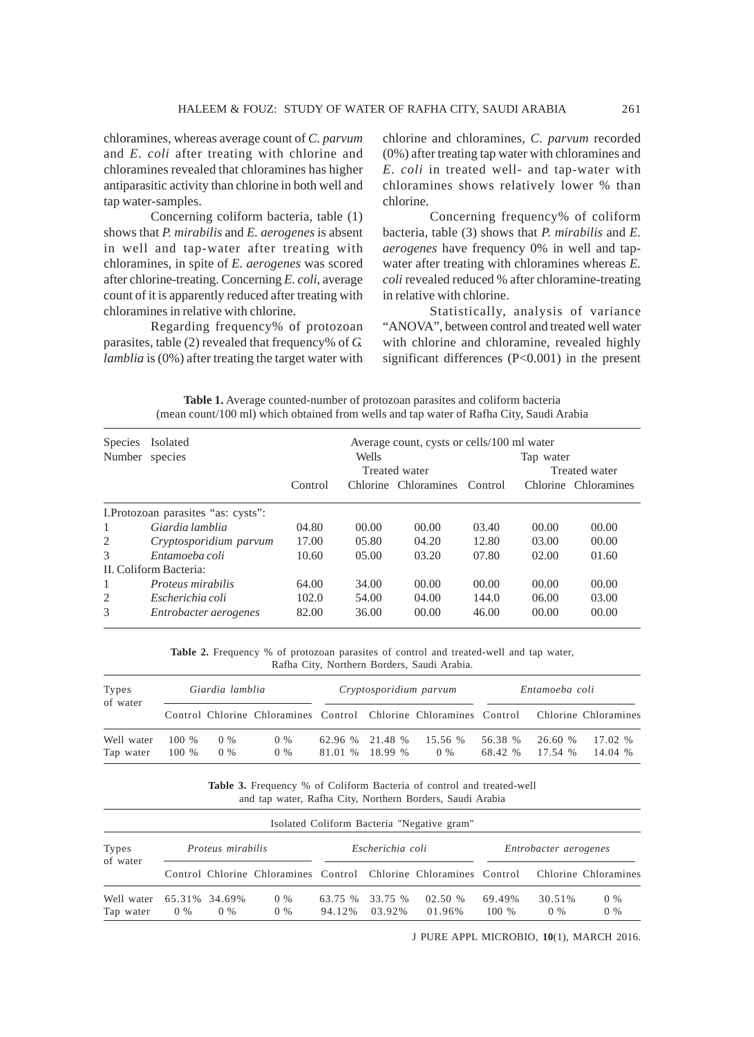chloramines, whereas average count of *C. parvum* and *E. coli* after treating with chlorine and chloramines revealed that chloramines has higher antiparasitic activity than chlorine in both well and tap water-samples.

Concerning coliform bacteria, table (1) shows that *P. mirabilis* and *E. aerogenes* is absent in well and tap-water after treating with chloramines, in spite of *E. aerogenes* was scored after chlorine-treating. Concerning *E. coli*, average count of it is apparently reduced after treating with chloramines in relative with chlorine.

Regarding frequency% of protozoan parasites, table (2) revealed that frequency% of *G. lamblia* is (0%) after treating the target water with chlorine and chloramines, *C. parvum* recorded (0%) after treating tap water with chloramines and *E. coli* in treated well- and tap-water with chloramines shows relatively lower % than chlorine.

Concerning frequency% of coliform bacteria, table (3) shows that *P. mirabilis* and *E. aerogenes* have frequency 0% in well and tap-water after treating with chloramines whereas *E. coli* revealed reduced % after chloramine-treating in relative with chlorine.

Statistically, analysis of variance "ANOVA", between control and treated well water with chlorine and chloramine, revealed highly significant differences ($P<0.001$) in the present

**Table 1.** Average counted-number of protozoan parasites and coliform bacteria (mean count/100 ml) which obtained from wells and tap water of Rafha City, Saudi Arabia

| Species Number | Isolated species | Average count, cysts or cells/100 ml water | | | | | |
|---|---|---|---|---|---|---|---|
| | | Wells | | | Tap water | | |
| | | | Treated water | | | Treated water | |
| | | Control | Chlorine | Chloramines | Control | Chlorine | Chloramines |
| I.Protozoan parasites "as: cysts": | | | | | | | |
| 1 | *Giardia lamblia* | 04.80 | 00.00 | 00.00 | 03.40 | 00.00 | 00.00 |
| 2 | *Cryptosporidium parvum* | 17.00 | 05.80 | 04.20 | 12.80 | 03.00 | 00.00 |
| 3 | *Entamoeba coli* | 10.60 | 05.00 | 03.20 | 07.80 | 02.00 | 01.60 |
| II. Coliform Bacteria: | | | | | | | |
| 1 | *Proteus mirabilis* | 64.00 | 34.00 | 00.00 | 00.00 | 00.00 | 00.00 |
| 2 | *Escherichia coli* | 102.0 | 54.00 | 04.00 | 144.0 | 06.00 | 03.00 |
| 3 | *Entrobacter aerogenes* | 82.00 | 36.00 | 00.00 | 46.00 | 00.00 | 00.00 |

**Table 2.** Frequency % of protozoan parasites of control and treated-well and tap water, Rafha City, Northern Borders, Saudi Arabia.

| Types of water | *Giardia lamblia* | | | *Cryptosporidium parvum* | | | *Entamoeba coli* | | |
|---|---|---|---|---|---|---|---|---|---|
| | Control | Chlorine | Chloramines | Control | Chlorine | Chloramines | Control | Chlorine | Chloramines |
| Well water | 100 % | 0 % | 0 % | 62.96 % | 21.48 % | 15.56 % | 56.38 % | 26.60 % | 17.02 % |
| Tap water | 100 % | 0 % | 0 % | 81.01 % | 18.99 % | 0 % | 68.42 % | 17.54 % | 14.04 % |

**Table 3.** Frequency % of Coliform Bacteria of control and treated-well and tap water, Rafha City, Northern Borders, Saudi Arabia

| Types of water | Isolated Coliform Bacteria "Negative gram" | | | | | | | | |
|---|---|---|---|---|---|---|---|---|---|
| | *Proteus mirabilis* | | | *Escherichia coli* | | | *Entrobacter aerogenes* | | |
| | Control | Chlorine | Chloramines | Control | Chlorine | Chloramines | Control | Chlorine | Chloramines |
| Well water | 65.31% | 34.69% | 0 % | 63.75 % | 33.75 % | 02.50 % | 69.49% | 30.51% | 0 % |
| Tap water | 0 % | 0 % | 0 % | 94.12% | 03.92% | 01.96% | 100 % | 0 % | 0 % |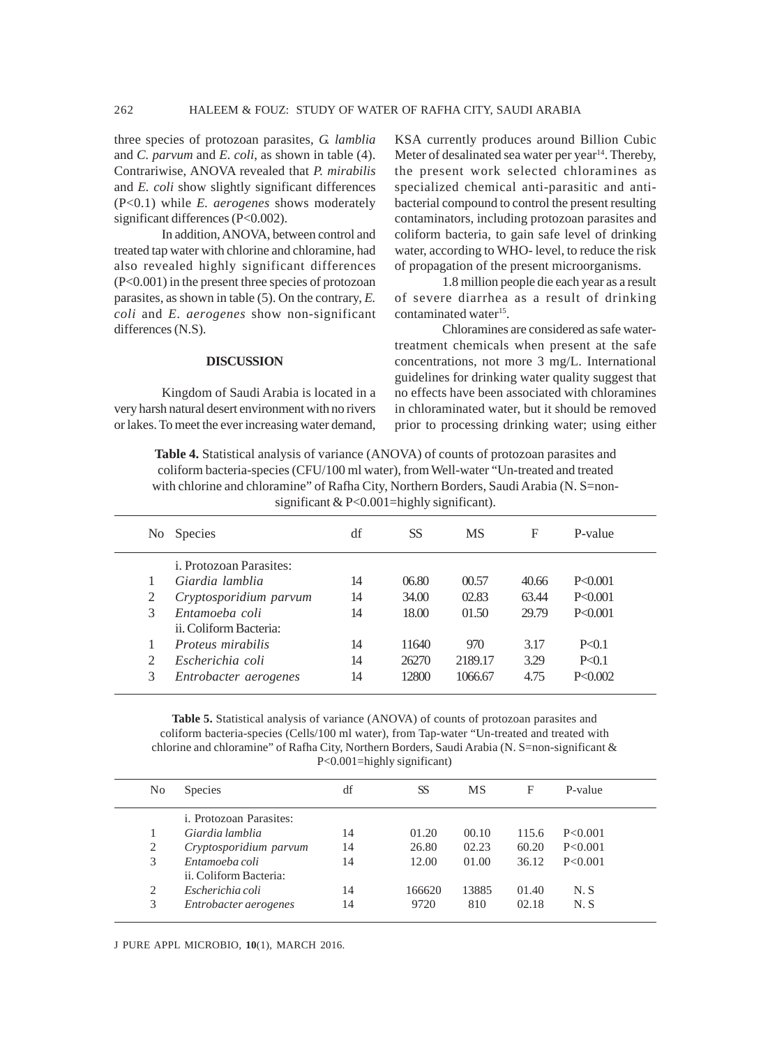three species of protozoan parasites, *G. lamblia* and *C. parvum* and *E. coli*, as shown in table (4). Contrariwise, ANOVA revealed that *P. mirabilis* and *E. coli* show slightly significant differences ($P<0.1$) while *E. aerogenes* shows moderately significant differences ($P<0.002$).

In addition, ANOVA, between control and treated tap water with chlorine and chloramine, had also revealed highly significant differences ($P<0.001$) in the present three species of protozoan parasites, as shown in table (5). On the contrary, *E. coli* and *E. aerogenes* show non-significant differences (N.S).

## DISCUSSION

Kingdom of Saudi Arabia is located in a very harsh natural desert environment with no rivers or lakes. To meet the ever increasing water demand, KSA currently produces around Billion Cubic Meter of desalinated sea water per year[14]. Thereby, the present work selected chloramines as specialized chemical anti-parasitic and anti-bacterial compound to control the present resulting contaminators, including protozoan parasites and coliform bacteria, to gain safe level of drinking water, according to WHO- level, to reduce the risk of propagation of the present microorganisms.

1.8 million people die each year as a result of severe diarrhea as a result of drinking contaminated water[15].

Chloramines are considered as safe water-treatment chemicals when present at the safe concentrations, not more 3 mg/L. International guidelines for drinking water quality suggest that no effects have been associated with chloramines in chloraminated water, but it should be removed prior to processing drinking water; using either

**Table 4.** Statistical analysis of variance (ANOVA) of counts of protozoan parasites and coliform bacteria-species (CFU/100 ml water), from Well-water "Un-treated and treated with chlorine and chloramine" of Rafha City, Northern Borders, Saudi Arabia (N. S=non-significant & P<0.001=highly significant).

| No | Species | df | SS | MS | F | P-value |
|---|---|---|---|---|---|---|
| | i. Protozoan Parasites: | | | | | |
| 1 | *Giardia lamblia* | 14 | 06.80 | 00.57 | 40.66 | P<0.001 |
| 2 | *Cryptosporidium parvum* | 14 | 34.00 | 02.83 | 63.44 | P<0.001 |
| 3 | *Entamoeba coli* | 14 | 18.00 | 01.50 | 29.79 | P<0.001 |
| | ii. Coliform Bacteria: | | | | | |
| 1 | *Proteus mirabilis* | 14 | 11640 | 970 | 3.17 | P<0.1 |
| 2 | *Escherichia coli* | 14 | 26270 | 2189.17 | 3.29 | P<0.1 |
| 3 | *Entrobacter aerogenes* | 14 | 12800 | 1066.67 | 4.75 | P<0.002 |

**Table 5.** Statistical analysis of variance (ANOVA) of counts of protozoan parasites and coliform bacteria-species (Cells/100 ml water), from Tap-water "Un-treated and treated with chlorine and chloramine" of Rafha City, Northern Borders, Saudi Arabia (N. S=non-significant & P<0.001=highly significant)

| No | Species | df | SS | MS | F | P-value |
|---|---|---|---|---|---|---|
| | i. Protozoan Parasites: | | | | | |
| 1 | *Giardia lamblia* | 14 | 01.20 | 00.10 | 115.6 | P<0.001 |
| 2 | *Cryptosporidium parvum* | 14 | 26.80 | 02.23 | 60.20 | P<0.001 |
| 3 | *Entamoeba coli* | 14 | 12.00 | 01.00 | 36.12 | P<0.001 |
| | ii. Coliform Bacteria: | | | | | |
| 2 | *Escherichia coli* | 14 | 166620 | 13885 | 01.40 | N. S |
| 3 | *Entrobacter aerogenes* | 14 | 9720 | 810 | 02.18 | N. S |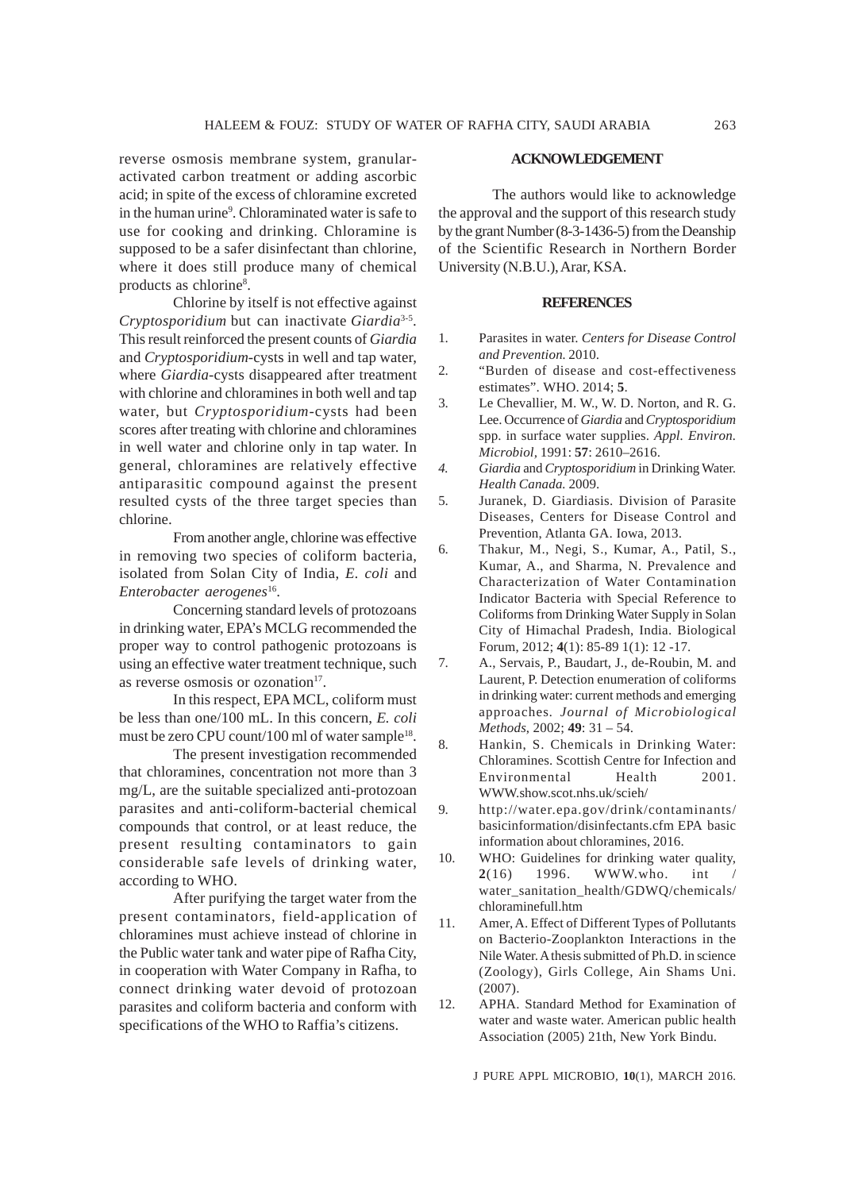reverse osmosis membrane system, granular-activated carbon treatment or adding ascorbic acid; in spite of the excess of chloramine excreted in the human urine[9]. Chloraminated water is safe to use for cooking and drinking. Chloramine is supposed to be a safer disinfectant than chlorine, where it does still produce many of chemical products as chlorine[8].

Chlorine by itself is not effective against *Cryptosporidium* but can inactivate *Giardia*[3-5]. This result reinforced the present counts of *Giardia* and *Cryptosporidium*-cysts in well and tap water, where *Giardia*-cysts disappeared after treatment with chlorine and chloramines in both well and tap water, but *Cryptosporidium*-cysts had been scores after treating with chlorine and chloramines in well water and chlorine only in tap water. In general, chloramines are relatively effective antiparasitic compound against the present resulted cysts of the three target species than chlorine.

From another angle, chlorine was effective in removing two species of coliform bacteria, isolated from Solan City of India, *E. coli* and *Enterobacter aerogenes*[16].

Concerning standard levels of protozoans in drinking water, EPA's MCLG recommended the proper way to control pathogenic protozoans is using an effective water treatment technique, such as reverse osmosis or ozonation[17].

In this respect, EPA MCL, coliform must be less than one/100 mL. In this concern, *E. coli* must be zero CPU count/100 ml of water sample[18].

The present investigation recommended that chloramines, concentration not more than 3 mg/L, are the suitable specialized anti-protozoan parasites and anti-coliform-bacterial chemical compounds that control, or at least reduce, the present resulting contaminators to gain considerable safe levels of drinking water, according to WHO.

After purifying the target water from the present contaminators, field-application of chloramines must achieve instead of chlorine in the Public water tank and water pipe of Rafha City, in cooperation with Water Company in Rafha, to connect drinking water devoid of protozoan parasites and coliform bacteria and conform with specifications of the WHO to Raffia's citizens.

## ACKNOWLEDGEMENT

The authors would like to acknowledge the approval and the support of this research study by the grant Number (8-3-1436-5) from the Deanship of the Scientific Research in Northern Border University (N.B.U.), Arar, KSA.

## REFERENCES

1. Parasites in water. *Centers for Disease Control and Prevention.* 2010.
2. "Burden of disease and cost-effectiveness estimates". WHO. 2014; **5**.
3. Le Chevallier, M. W., W. D. Norton, and R. G. Lee. Occurrence of *Giardia* and *Cryptosporidium* spp. in surface water supplies. *Appl. Environ. Microbiol*, 1991: **57**: 2610–2616.
4. *Giardia* and *Cryptosporidium* in Drinking Water. *Health Canada.* 2009.
5. Juranek, D. Giardiasis. Division of Parasite Diseases, Centers for Disease Control and Prevention, Atlanta GA. Iowa, 2013.
6. Thakur, M., Negi, S., Kumar, A., Patil, S., Kumar, A., and Sharma, N. Prevalence and Characterization of Water Contamination Indicator Bacteria with Special Reference to Coliforms from Drinking Water Supply in Solan City of Himachal Pradesh, India. Biological Forum, 2012; **4**(1): 85-89 1(1): 12 -17.
7. A., Servais, P., Baudart, J., de-Roubin, M. and Laurent, P. Detection enumeration of coliforms in drinking water: current methods and emerging approaches. *Journal of Microbiological Methods*, 2002; **49**: 31 – 54.
8. Hankin, S. Chemicals in Drinking Water: Chloramines. Scottish Centre for Infection and Environmental Health 2001. WWW.show.scot.nhs.uk/scieh/
9. http://water.epa.gov/drink/contaminants/basicinformation/disinfectants.cfm EPA basic information about chloramines, 2016.
10. WHO: Guidelines for drinking water quality, **2**(16) 1996. WWW.who. int / water_sanitation_health/GDWQ/chemicals/chloraminefull.htm
11. Amer, A. Effect of Different Types of Pollutants on Bacterio-Zooplankton Interactions in the Nile Water. A thesis submitted of Ph.D. in science (Zoology), Girls College, Ain Shams Uni. (2007).
12. APHA. Standard Method for Examination of water and waste water. American public health Association (2005) 21th, New York Bindu.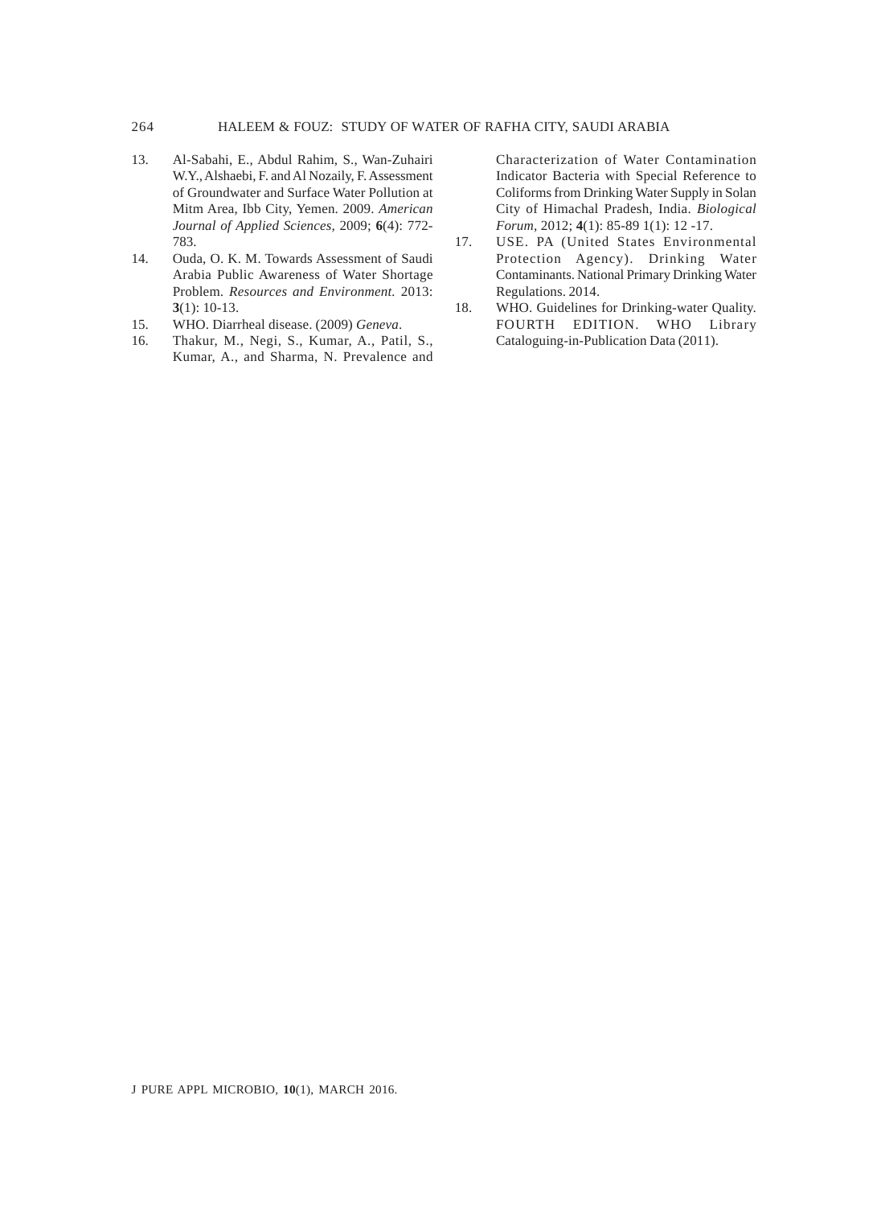13. Al-Sabahi, E., Abdul Rahim, S., Wan-Zuhairi W.Y., Alshaebi, F. and Al Nozaily, F. Assessment of Groundwater and Surface Water Pollution at Mitm Area, Ibb City, Yemen. 2009. *American Journal of Applied Sciences*, 2009; **6**(4): 772-783.
14. Ouda, O. K. M. Towards Assessment of Saudi Arabia Public Awareness of Water Shortage Problem. *Resources and Environment.* 2013: **3**(1): 10-13.
15. WHO. Diarrheal disease. (2009) *Geneva*.
16. Thakur, M., Negi, S., Kumar, A., Patil, S., Kumar, A., and Sharma, N. Prevalence and Characterization of Water Contamination Indicator Bacteria with Special Reference to Coliforms from Drinking Water Supply in Solan City of Himachal Pradesh, India. *Biological Forum*, 2012; **4**(1): 85-89 1(1): 12 -17.
17. USE. PA (United States Environmental Protection Agency). Drinking Water Contaminants. National Primary Drinking Water Regulations. 2014.
18. WHO. Guidelines for Drinking-water Quality. FOURTH EDITION. WHO Library Cataloguing-in-Publication Data (2011).